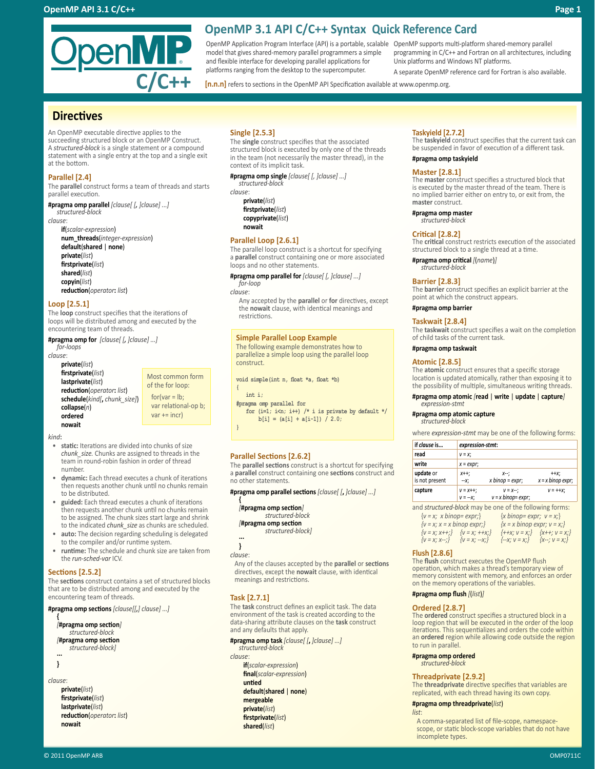# OpenMP 3.1 API C/C++ Syntax Quick Reference Card

OpenMP Application Program Interface (API) is a portable, scalable model that gives shared-memory parallel programmers a simple and flexible interface for developing parallel applications for platforms ranging from the desktop to the supercomputer.

OpenMP supports multi-platform shared-memory parallel programming in C/C++ and Fortran on all architectures, including Unix platforms and Windows NT platforms.

A separate OpenMP reference card for Fortran is also available.

**[n.n.n]** refers to sections in the OpenMP API Specification available at www.openmp.org.

## Directives

An OpenMP executable directive applies to the succeeding structured block or an OpenMP Construct. A *structured-block* is a single statement or a compound statement with a single entry at the top and a single exit at the bottom.

### Parallel [2.4]

The **parallel** construct forms a team of threads and starts parallel execution.

**#pragma omp parallel** *[clause[ [, ]clause] ...]*
*structured-block*

*clause*:
- **if**(*scalar-expression*)
- **num_threads**(*integer-expression*)
- **default**(**shared** | **none**)
- **private**(*list*)
- **firstprivate**(*list*)
- **shared**(*list*)
- **copyin**(*list*)
- **reduction**(*operator*: *list*)

### Loop [2.5.1]

The **loop** construct specifies that the iterations of loops will be distributed among and executed by the encountering team of threads.

**#pragma omp for** *[clause[ [, ]clause] ...]*
*for-loops*

*clause*:
- **private**(*list*)
- **firstprivate**(*list*)
- **lastprivate**(*list*)
- **reduction**(*operator*: *list*)
- **schedule**(*kind*[, *chunk_size*])
- **collapse**(*n*)
- **ordered**
- **nowait**

Most common form of the for loop:

```
for(var = lb;
var relational-op b;
var += incr)
```

*kind*:
- **static:** Iterations are divided into chunks of size *chunk_size*. Chunks are assigned to threads in the team in round-robin fashion in order of thread number.
- **dynamic:** Each thread executes a chunk of iterations then requests another chunk until no chunks remain to be distributed.
- **guided:** Each thread executes a chunk of iterations then requests another chunk until no chunks remain to be assigned. The chunk sizes start large and shrink to the indicated *chunk_size* as chunks are scheduled.
- **auto:** The decision regarding scheduling is delegated to the compiler and/or runtime system.
- **runtime:** The schedule and chunk size are taken from the *run-sched-var* ICV.

### Sections [2.5.2]

The **sections** construct contains a set of structured blocks that are to be distributed among and executed by the encountering team of threads.

**#pragma omp sections** *[clause[[,] clause] ...]*
**{**
*[***#pragma omp section***]*
*structured-block*
*[***#pragma omp section**
*structured-block]*
**...**
**}**

*clause*:
- **private**(*list*)
- **firstprivate**(*list*)
- **lastprivate**(*list*)
- **reduction**(*operator*: *list*)
- **nowait**

### Single [2.5.3]

The **single** construct specifies that the associated structured block is executed by only one of the threads in the team (not necessarily the master thread), in the context of its implicit task.

**#pragma omp single** *[clause[ [, ]clause] ...]*
*structured-block*

*clause*:
- **private**(*list*)
- **firstprivate**(*list*)
- **copyprivate**(*list*)
- **nowait**

### Parallel Loop [2.6.1]

The parallel loop construct is a shortcut for specifying a **parallel** construct containing one or more associated loops and no other statements.

**#pragma omp parallel for** *[clause[ [, ]clause] ...]*
*for-loop*

*clause*:
Any accepted by the **parallel** or **for** directives, except the **nowait** clause, with identical meanings and restrictions.

### Simple Parallel Loop Example

The following example demonstrates how to parallelize a simple loop using the parallel loop construct.

```
void simple(int n, float *a, float *b)
{
    int i;
#pragma omp parallel for
    for (i=1; i<n; i++) /* i is private by default */
        b[i] = (a[i] + a[i-1]) / 2.0;
}
```

### Parallel Sections [2.6.2]

The **parallel sections** construct is a shortcut for specifying a **parallel** construct containing one **sections** construct and no other statements.

**#pragma omp parallel sections** *[clause[ [, ]clause] ...]*
**{**
*[***#pragma omp section***]*
*structured-block*
*[***#pragma omp section**
*structured-block]*
**...**
**}**

*clause*:
Any of the clauses accepted by the **parallel** or **sections** directives, except the **nowait** clause, with identical meanings and restrictions.

### Task [2.7.1]

The **task** construct defines an explicit task. The data environment of the task is created according to the data-sharing attribute clauses on the **task** construct and any defaults that apply.

**#pragma omp task** *[clause[ [, ]clause] ...]*
*structured-block*

*clause*:
- **if**(*scalar-expression*)
- **final**(*scalar-expression*)
- **untied**
- **default**(**shared** | **none**)
- **mergeable**
- **private**(*list*)
- **firstprivate**(*list*)
- **shared**(*list*)

### Taskyield [2.7.2]

The **taskyield** construct specifies that the current task can be suspended in favor of execution of a different task.

**#pragma omp taskyield**

### Master [2.8.1]

The **master** construct specifies a structured block that is executed by the master thread of the team. There is no implied barrier either on entry to, or exit from, the **master** construct.

**#pragma omp master**
*structured-block*

### Critical [2.8.2]

The **critical** construct restricts execution of the associated structured block to a single thread at a time.

**#pragma omp critical** *[*(*name*)*]*
*structured-block*

### Barrier [2.8.3]

The **barrier** construct specifies an explicit barrier at the point at which the construct appears.

**#pragma omp barrier**

### Taskwait [2.8.4]

The **taskwait** construct specifies a wait on the completion of child tasks of the current task.

**#pragma omp taskwait**

### Atomic [2.8.5]

The **atomic** construct ensures that a specific storage location is updated atomically, rather than exposing it to the possibility of multiple, simultaneous writing threads.

**#pragma omp atomic** *[***read** | **write** | **update** | **capture***]*
*expression-stmt*

**#pragma omp atomic capture**
*structured-block*

where *expression-stmt* may be one of the following forms:

| if *clause* is... | *expression-stmt*: | | |
|---|---|---|---|
| read | *v = x;* | | |
| write | *x = expr;* | | |
| update or is not present | *x++;* *--x;* | *x--;* *x binop = expr;* | *++x;* *x = x binop expr;* |
| capture | *v = x++;* *v = --x;* | *v = x--;* *v = x binop= expr;* | *v = ++x;* |

and *structured-block* may be one of the following forms:

- *{v = x; x binop= expr;}*
- *{x binop= expr; v = x;}*
- *{v = x; x = x binop expr;}*
- *{x = x binop expr; v = x;}*
- *{v = x; x++;}*
- *{v = x; ++x;}*
- *{++x; v = x;}*
- *{x++; v = x;}*
- *{v = x; x--;}*
- *{v = x; --x;}*
- *{--x; v = x;}*
- *{x--; v = x;}*

### Flush [2.8.6]

The **flush** construct executes the OpenMP flush operation, which makes a thread's temporary view of memory consistent with memory, and enforces an order on the memory operations of the variables.

**#pragma omp flush** *[*(*list*)*]*

### Ordered [2.8.7]

The **ordered** construct specifies a structured block in a loop region that will be executed in the order of the loop iterations. This sequentializes and orders the code within an **ordered** region while allowing code outside the region to run in parallel.

**#pragma omp ordered**
*structured-block*

### Threadprivate [2.9.2]

The **threadprivate** directive specifies that variables are replicated, with each thread having its own copy.

**#pragma omp threadprivate**(*list*)

*list*:
A comma-separated list of file-scope, namespace-scope, or static block-scope variables that do not have incomplete types.

© 2011 OpenMP ARB

OMP0711C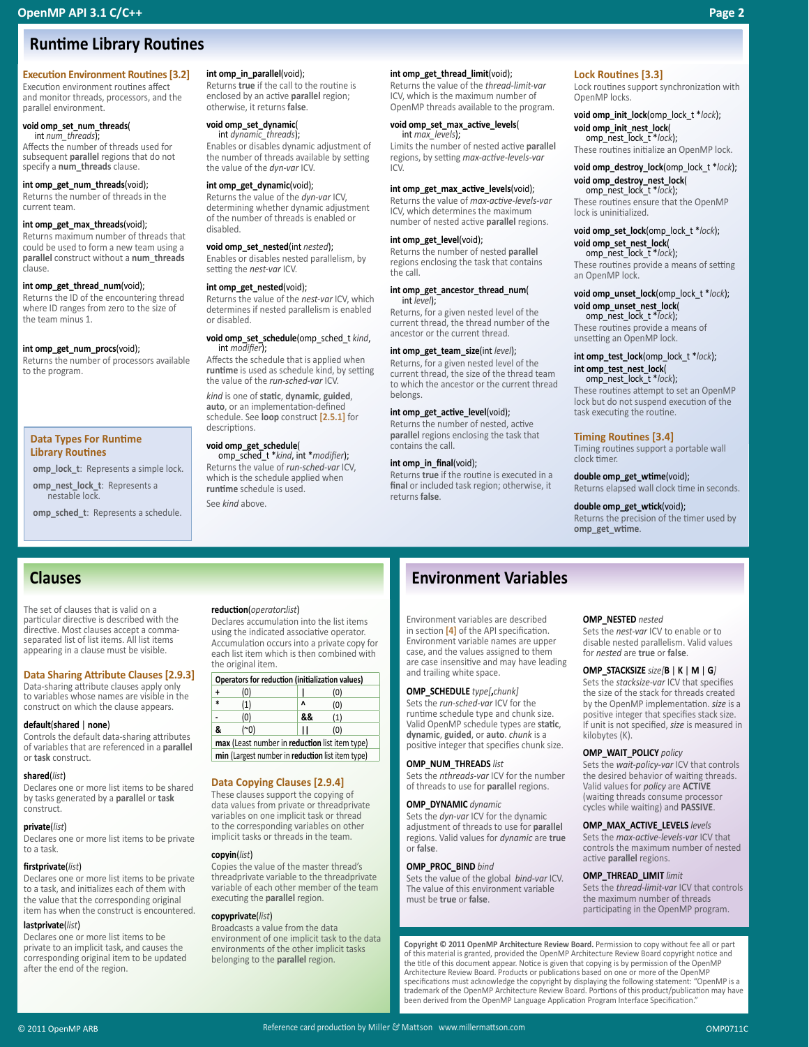## Runtime Library Routines

### Execution Environment Routines [3.2]

Execution environment routines affect and monitor threads, processors, and the parallel environment.

**void omp_set_num_threads**(
  int *num_threads*);
Affects the number of threads used for subsequent **parallel** regions that do not specify a **num_threads** clause.

**int omp_get_num_threads**(void);
Returns the number of threads in the current team.

**int omp_get_max_threads**(void);
Returns maximum number of threads that could be used to form a new team using a **parallel** construct without a **num_threads** clause.

**int omp_get_thread_num**(void);
Returns the ID of the encountering thread where ID ranges from zero to the size of the team minus 1.

**int omp_get_num_procs**(void);
Returns the number of processors available to the program.

**int omp_in_parallel**(void);
Returns **true** if the call to the routine is enclosed by an active **parallel** region; otherwise, it returns **false**.

**void omp_set_dynamic**(
  int *dynamic_threads*);
Enables or disables dynamic adjustment of the number of threads available by setting the value of the *dyn-var* ICV.

**int omp_get_dynamic**(void);
Returns the value of the *dyn-var* ICV, determining whether dynamic adjustment of the number of threads is enabled or disabled.

**void omp_set_nested**(int *nested*);
Enables or disables nested parallelism, by setting the *nest-var* ICV.

**int omp_get_nested**(void);
Returns the value of the *nest-var* ICV, which determines if nested parallelism is enabled or disabled.

**void omp_set_schedule**(omp_sched_t *kind*,
  int *modifier*);
Affects the schedule that is applied when **runtime** is used as schedule kind, by setting the value of the *run-sched-var* ICV.

*kind* is one of **static**, **dynamic**, **guided**, **auto**, or an implementation-defined schedule. See **loop** construct [2.5.1] for descriptions.

**void omp_get_schedule**(
  omp_sched_t **kind*, int **modifier*);
Returns the value of *run-sched-var* ICV, which is the schedule applied when **runtime** schedule is used.

See *kind* above.

**int omp_get_thread_limit**(void);
Returns the value of the *thread-limit-var* ICV, which is the maximum number of OpenMP threads available to the program.

**void omp_set_max_active_levels**(
  int *max_levels*);
Limits the number of nested active **parallel** regions, by setting *max-active-levels-var* ICV.

**int omp_get_max_active_levels**(void);
Returns the value of *max-active-levels-var* ICV, which determines the maximum number of nested active **parallel** regions.

**int omp_get_level**(void);
Returns the number of nested **parallel** regions enclosing the task that contains the call.

**int omp_get_ancestor_thread_num**(
  int *level*);
Returns, for a given nested level of the current thread, the thread number of the ancestor or the current thread.

**int omp_get_team_size**(int *level*);
Returns, for a given nested level of the current thread, the size of the thread team to which the ancestor or the current thread belongs.

**int omp_get_active_level**(void);
Returns the number of nested, active **parallel** regions enclosing the task that contains the call.

**int omp_in_final**(void);
Returns **true** if the routine is executed in a **final** or included task region; otherwise, it returns **false**.

### Data Types For Runtime Library Routines

**omp_lock_t**: Represents a simple lock.

**omp_nest_lock_t**: Represents a nestable lock.

**omp_sched_t**: Represents a schedule.

### Lock Routines [3.3]

Lock routines support synchronization with OpenMP locks.

**void omp_init_lock**(omp_lock_t **lock*);
**void omp_init_nest_lock**(
  omp_nest_lock_t **lock*);
These routines initialize an OpenMP lock.

**void omp_destroy_lock**(omp_lock_t **lock*);
**void omp_destroy_nest_lock**(
  omp_nest_lock_t **lock*);
These routines ensure that the OpenMP lock is uninitialized.

**void omp_set_lock**(omp_lock_t **lock*);
**void omp_set_nest_lock**(
  omp_nest_lock_t **lock*);
These routines provide a means of setting an OpenMP lock.

**void omp_unset_lock**(omp_lock_t **lock*);
**void omp_unset_nest_lock**(
  omp_nest_lock_t **lock*);
These routines provide a means of unsetting an OpenMP lock.

**int omp_test_lock**(omp_lock_t **lock*);
**int omp_test_nest_lock**(
  omp_nest_lock_t **lock*);
These routines attempt to set an OpenMP lock but do not suspend execution of the task executing the routine.

### Timing Routines [3.4]

Timing routines support a portable wall clock timer.

**double omp_get_wtime**(void);
Returns elapsed wall clock time in seconds.

**double omp_get_wtick**(void);
Returns the precision of the timer used by **omp_get_wtime**.

## Clauses

The set of clauses that is valid on a particular directive is described with the directive. Most clauses accept a comma-separated list of list items. All list items appearing in a clause must be visible.

### Data Sharing Attribute Clauses [2.9.3]

Data-sharing attribute clauses apply only to variables whose names are visible in the construct on which the clause appears.

**default**(**shared** | **none**)
Controls the default data-sharing attributes of variables that are referenced in a **parallel** or **task** construct.

**shared**(*list*)
Declares one or more list items to be shared by tasks generated by a **parallel** or **task** construct.

**private**(*list*)
Declares one or more list items to be private to a task.

**firstprivate**(*list*)
Declares one or more list items to be private to a task, and initializes each of them with the value that the corresponding original item has when the construct is encountered.

**lastprivate**(*list*)
Declares one or more list items to be private to an implicit task, and causes the corresponding original item to be updated after the end of the region.

**reduction**(*operator*:*list*)
Declares accumulation into the list items using the indicated associative operator. Accumulation occurs into a private copy for each list item which is then combined with the original item.

| Operators for reduction (initialization values) | | | |
|---|---|---|---|
| + | (0) | \| | (0) |
| * | (1) | ^ | (0) |
| - | (0) | && | (1) |
| & | (~0) | \|\| | (0) |
| **max** (Least number in **reduction** list item type) | | | |
| **min** (Largest number in **reduction** list item type) | | | |

### Data Copying Clauses [2.9.4]

These clauses support the copying of data values from private or threadprivate variables on one implicit task or thread to the corresponding variables on other implicit tasks or threads in the team.

**copyin**(*list*)
Copies the value of the master thread's threadprivate variable to the threadprivate variable of each other member of the team executing the **parallel** region.

**copyprivate**(*list*)
Broadcasts a value from the data environment of one implicit task to the data environments of the other implicit tasks belonging to the **parallel** region.

## Environment Variables

Environment variables are described in section [4] of the API specification. Environment variable names are upper case, and the values assigned to them are case insensitive and may have leading and trailing white space.

**OMP_SCHEDULE** *type*[,*chunk*]
Sets the *run-sched-var* ICV for the runtime schedule type and chunk size. Valid OpenMP schedule types are **static**, **dynamic**, **guided**, or **auto**. *chunk* is a positive integer that specifies chunk size.

**OMP_NUM_THREADS** *list*
Sets the *nthreads-var* ICV for the number of threads to use for **parallel** regions.

**OMP_DYNAMIC** *dynamic*
Sets the *dyn-var* ICV for the dynamic adjustment of threads to use for **parallel** regions. Valid values for *dynamic* are **true** or **false**.

**OMP_PROC_BIND** *bind*
Sets the value of the global *bind-var* ICV. The value of this environment variable must be **true** or **false**.

**OMP_NESTED** *nested*
Sets the *nest-var* ICV to enable or to disable nested parallelism. Valid values for *nested* are **true** or **false**.

**OMP_STACKSIZE** *size*[**B** | **K** | **M** | **G**]
Sets the *stacksize-var* ICV that specifies the size of the stack for threads created by the OpenMP implementation. *size* is a positive integer that specifies stack size. If unit is not specified, *size* is measured in kilobytes (K).

**OMP_WAIT_POLICY** *policy*
Sets the *wait-policy-var* ICV that controls the desired behavior of waiting threads. Valid values for *policy* are **ACTIVE** (waiting threads consume processor cycles while waiting) and **PASSIVE**.

**OMP_MAX_ACTIVE_LEVELS** *levels*
Sets the *max-active-levels-var* ICV that controls the maximum number of nested active **parallel** regions.

**OMP_THREAD_LIMIT** *limit*
Sets the *thread-limit-var* ICV that controls the maximum number of threads participating in the OpenMP program.

**Copyright © 2011 OpenMP Architecture Review Board.** Permission to copy without fee all or part of this material is granted, provided the OpenMP Architecture Review Board copyright notice and the title of this document appear. Notice is given that copying is by permission of the OpenMP Architecture Review Board. Products or publications based on one or more of the OpenMP specifications must acknowledge the copyright by displaying the following statement: "OpenMP is a trademark of the OpenMP Architecture Review Board. Portions of this product/publication may have been derived from the OpenMP Language Application Program Interface Specification."

© 2011 OpenMP ARB — Reference card production by Miller & Mattson www.millermattson.com — OMP0711C